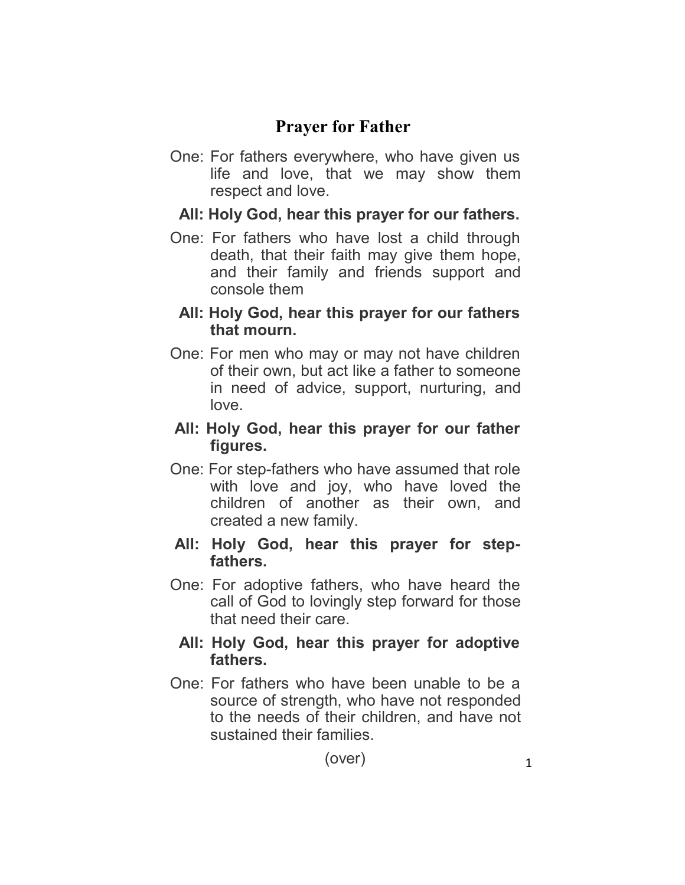# Prayer for Father

One: For fathers everywhere, who have given us life and love, that we may show them respect and love.

**All: Holy God, hear this prayer for our fathers.**

One: For fathers who have lost a child through death, that their faith may give them hope, and their family and friends support and console them

**All: Holy God, hear this prayer for our fathers that mourn.**

One: For men who may or may not have children of their own, but act like a father to someone in need of advice, support, nurturing, and love.

**All: Holy God, hear this prayer for our father figures.**

One: For step-fathers who have assumed that role with love and joy, who have loved the children of another as their own, and created a new family.

**All: Holy God, hear this prayer for step-fathers.**

One: For adoptive fathers, who have heard the call of God to lovingly step forward for those that need their care.

**All: Holy God, hear this prayer for adoptive fathers.**

One: For fathers who have been unable to be a source of strength, who have not responded to the needs of their children, and have not sustained their families.

(over)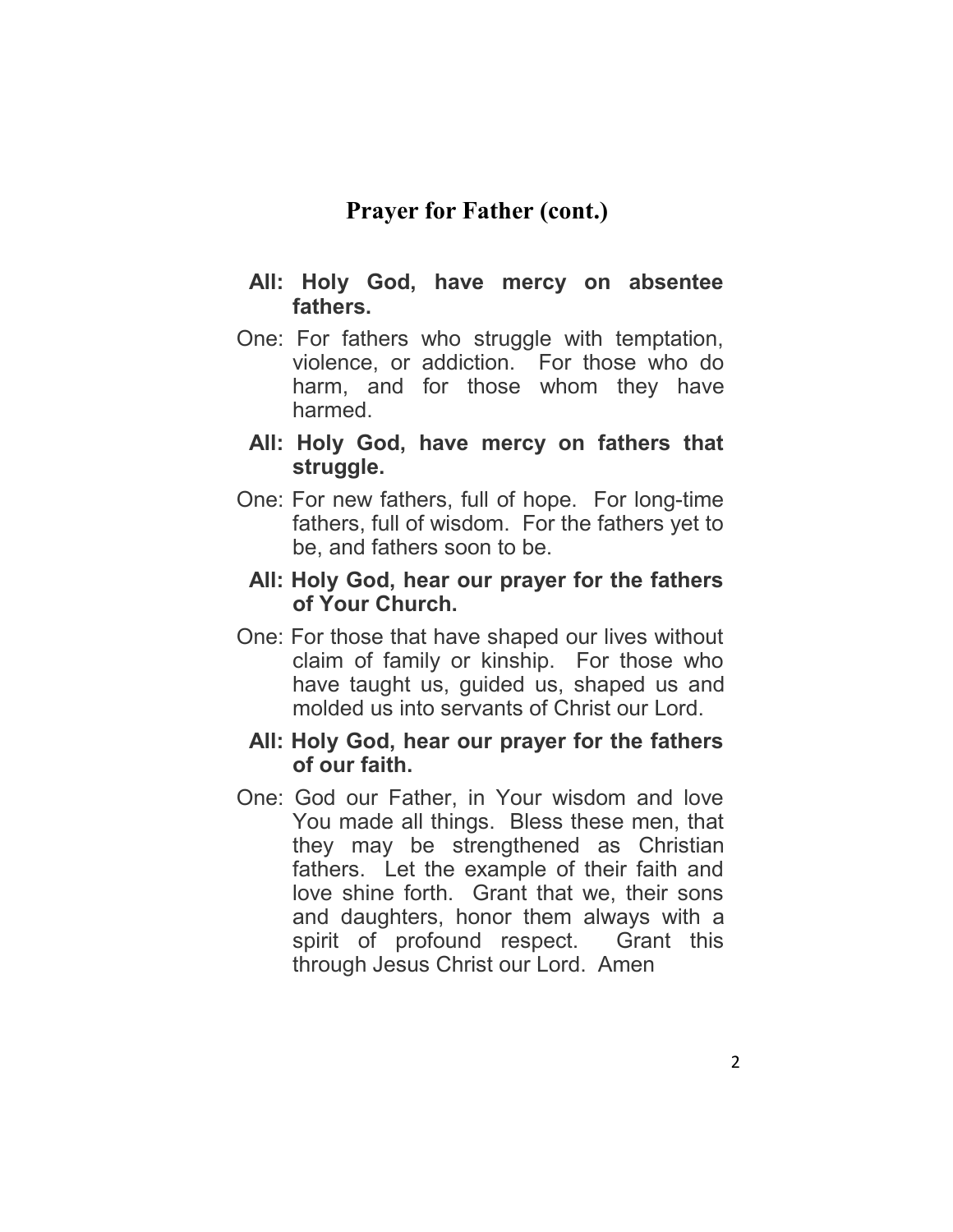## Prayer for Father (cont.)

**All: Holy God, have mercy on absentee fathers.**

One: For fathers who struggle with temptation, violence, or addiction. For those who do harm, and for those whom they have harmed.

**All: Holy God, have mercy on fathers that struggle.**

One: For new fathers, full of hope. For long-time fathers, full of wisdom. For the fathers yet to be, and fathers soon to be.

**All: Holy God, hear our prayer for the fathers of Your Church.**

One: For those that have shaped our lives without claim of family or kinship. For those who have taught us, guided us, shaped us and molded us into servants of Christ our Lord.

**All: Holy God, hear our prayer for the fathers of our faith.**

One: God our Father, in Your wisdom and love You made all things. Bless these men, that they may be strengthened as Christian fathers. Let the example of their faith and love shine forth. Grant that we, their sons and daughters, honor them always with a spirit of profound respect. Grant this through Jesus Christ our Lord. Amen